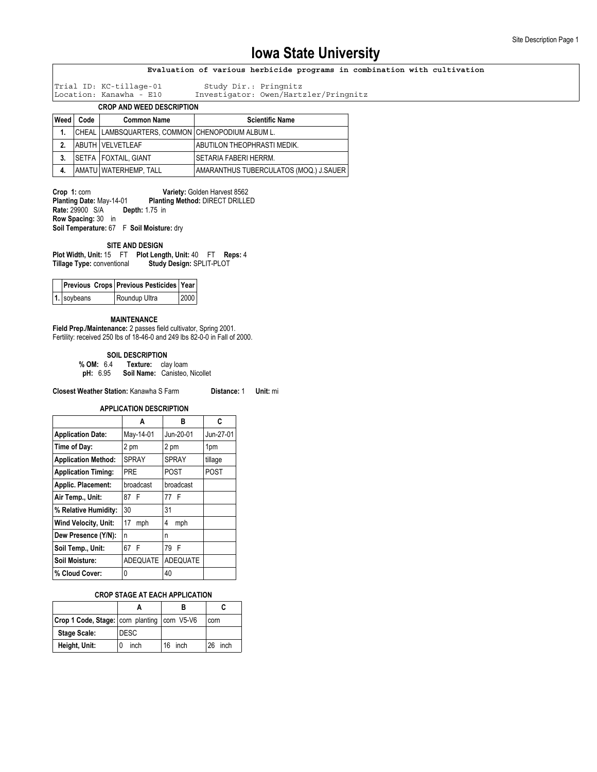# Iowa State University

**Evaluation of various herbicide programs in combination with cultivation**

Trial ID: KC-tillage-01 Study Dir.: Pringnitz
Location: Kanawha - E10 Investigator: Owen/Hartzler/Pringnitz

### CROP AND WEED DESCRIPTION

| Weed | Code | Common Name | Scientific Name |
|---|---|---|---|
| 1. | CHEAL | LAMBSQUARTERS, COMMON | CHENOPODIUM ALBUM L. |
| 2. | ABUTH | VELVETLEAF | ABUTILON THEOPHRASTI MEDIK. |
| 3. | SETFA | FOXTAIL, GIANT | SETARIA FABERI HERRM. |
| 4. | AMATU | WATERHEMP, TALL | AMARANTHUS TUBERCULATOS (MOQ.) J.SAUER |

**Crop 1:** corn **Variety:** Golden Harvest 8562
**Planting Date:** May-14-01 **Planting Method:** DIRECT DRILLED
**Rate:** 29900 S/A **Depth:** 1.75 in
**Row Spacing:** 30 in
**Soil Temperature:** 67 F **Soil Moisture:** dry

### SITE AND DESIGN

**Plot Width, Unit:** 15 FT **Plot Length, Unit:** 40 FT **Reps:** 4
**Tillage Type:** conventional **Study Design:** SPLIT-PLOT

| | Previous Crops | Previous Pesticides | Year |
|---|---|---|---|
| 1. | soybeans | Roundup Ultra | 2000 |

### MAINTENANCE

**Field Prep./Maintenance:** 2 passes field cultivator, Spring 2001.
Fertility: received 250 lbs of 18-46-0 and 249 lbs 82-0-0 in Fall of 2000.

### SOIL DESCRIPTION

**% OM:** 6.4 **Texture:** clay loam
**pH:** 6.95 **Soil Name:** Canisteo, Nicollet

**Closest Weather Station:** Kanawha S Farm **Distance:** 1 **Unit:** mi

### APPLICATION DESCRIPTION

| | A | B | C |
|---|---|---|---|
| **Application Date:** | May-14-01 | Jun-20-01 | Jun-27-01 |
| **Time of Day:** | 2 pm | 2 pm | 1pm |
| **Application Method:** | SPRAY | SPRAY | tillage |
| **Application Timing:** | PRE | POST | POST |
| **Applic. Placement:** | broadcast | broadcast | |
| **Air Temp., Unit:** | 87 F | 77 F | |
| **% Relative Humidity:** | 30 | 31 | |
| **Wind Velocity, Unit:** | 17 mph | 4 mph | |
| **Dew Presence (Y/N):** | n | n | |
| **Soil Temp., Unit:** | 67 F | 79 F | |
| **Soil Moisture:** | ADEQUATE | ADEQUATE | |
| **% Cloud Cover:** | 0 | 40 | |

### CROP STAGE AT EACH APPLICATION

| | A | B | C |
|---|---|---|---|
| **Crop 1 Code, Stage:** | corn planting | corn V5-V6 | corn |
| **Stage Scale:** | DESC | | |
| **Height, Unit:** | 0 inch | 16 inch | 26 inch |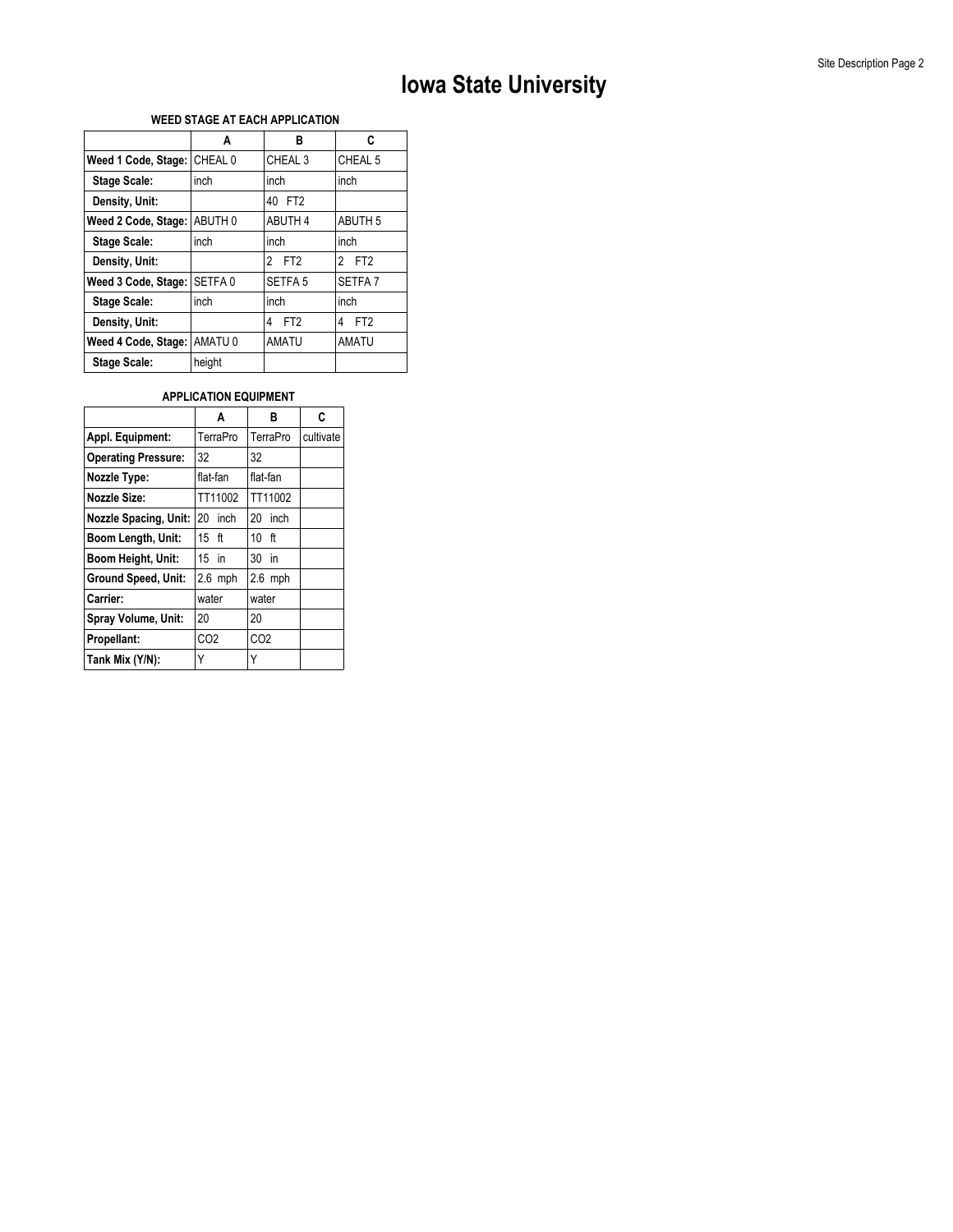# Iowa State University

**WEED STAGE AT EACH APPLICATION**

| | A | B | C |
|---|---|---|---|
| **Weed 1 Code, Stage:** | CHEAL 0 | CHEAL 3 | CHEAL 5 |
| **Stage Scale:** | inch | inch | inch |
| **Density, Unit:** | | 40 FT2 | |
| **Weed 2 Code, Stage:** | ABUTH 0 | ABUTH 4 | ABUTH 5 |
| **Stage Scale:** | inch | inch | inch |
| **Density, Unit:** | | 2 FT2 | 2 FT2 |
| **Weed 3 Code, Stage:** | SETFA 0 | SETFA 5 | SETFA 7 |
| **Stage Scale:** | inch | inch | inch |
| **Density, Unit:** | | 4 FT2 | 4 FT2 |
| **Weed 4 Code, Stage:** | AMATU 0 | AMATU | AMATU |
| **Stage Scale:** | height | | |

**APPLICATION EQUIPMENT**

| | A | B | C |
|---|---|---|---|
| **Appl. Equipment:** | TerraPro | TerraPro | cultivate |
| **Operating Pressure:** | 32 | 32 | |
| **Nozzle Type:** | flat-fan | flat-fan | |
| **Nozzle Size:** | TT11002 | TT11002 | |
| **Nozzle Spacing, Unit:** | 20 inch | 20 inch | |
| **Boom Length, Unit:** | 15 ft | 10 ft | |
| **Boom Height, Unit:** | 15 in | 30 in | |
| **Ground Speed, Unit:** | 2.6 mph | 2.6 mph | |
| **Carrier:** | water | water | |
| **Spray Volume, Unit:** | 20 | 20 | |
| **Propellant:** | $CO_2$ | $CO_2$ | |
| **Tank Mix (Y/N):** | Y | Y | |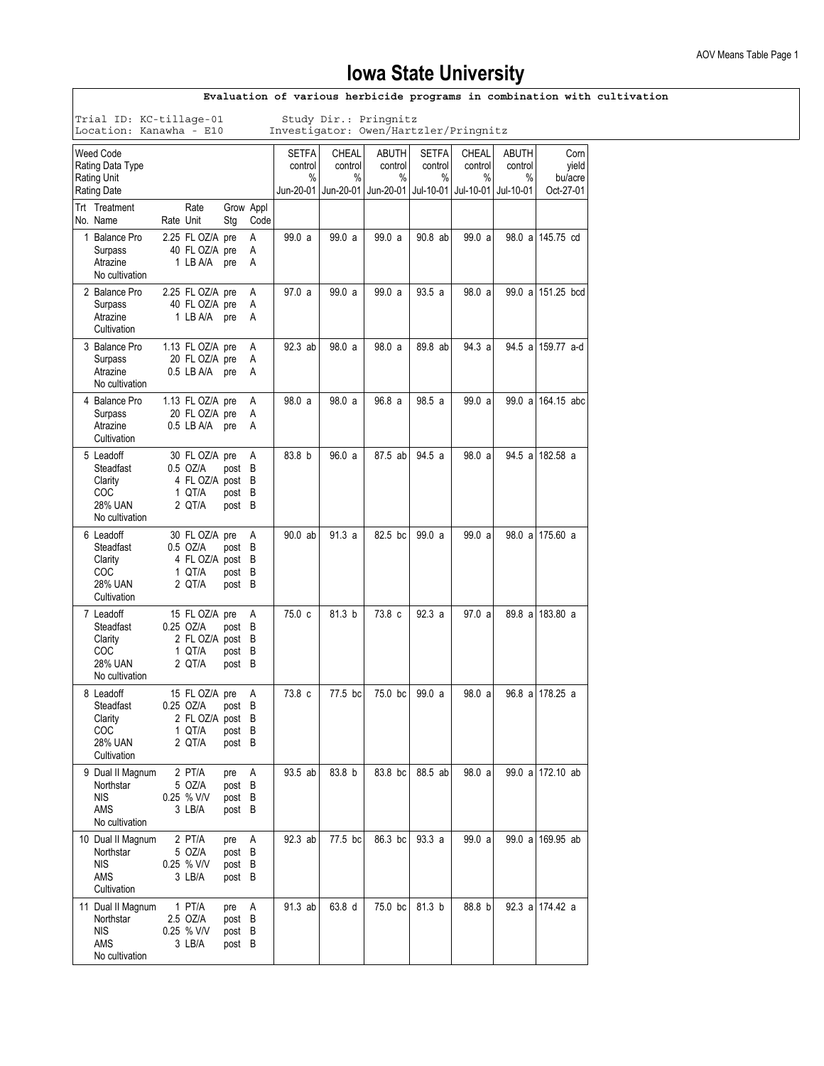# Iowa State University

**Evaluation of various herbicide programs in combination with cultivation**

Trial ID: KC-tillage-01 Study Dir.: Pringnitz
Location: Kanawha - E10 Investigator: Owen/Hartzler/Pringnitz

| Weed Code<br>Rating Data Type<br>Rating Unit<br>Rating Date | | | | | SETFA<br>control<br>%<br>Jun-20-01 | CHEAL<br>control<br>%<br>Jun-20-01 | ABUTH<br>control<br>%<br>Jun-20-01 | SETFA<br>control<br>%<br>Jul-10-01 | CHEAL<br>control<br>%<br>Jul-10-01 | ABUTH<br>control<br>%<br>Jul-10-01 | Corn<br>yield<br>bu/acre<br>Oct-27-01 |
|---|---|---|---|---|---|---|---|---|---|---|---|
| Trt No. | Treatment Name | Rate Rate Unit | Grow Stg | Appl Code | | | | | | | |
| 1 | Balance Pro<br>Surpass<br>Atrazine<br>No cultivation | 2.25 FL OZ/A<br>40 FL OZ/A<br>1 LB A/A | pre<br>pre<br>pre | A<br>A<br>A | 99.0 a | 99.0 a | 99.0 a | 90.8 ab | 99.0 a | 98.0 a | 145.75 cd |
| 2 | Balance Pro<br>Surpass<br>Atrazine<br>Cultivation | 2.25 FL OZ/A<br>40 FL OZ/A<br>1 LB A/A | pre<br>pre<br>pre | A<br>A<br>A | 97.0 a | 99.0 a | 99.0 a | 93.5 a | 98.0 a | 99.0 a | 151.25 bcd |
| 3 | Balance Pro<br>Surpass<br>Atrazine<br>No cultivation | 1.13 FL OZ/A<br>20 FL OZ/A<br>0.5 LB A/A | pre<br>pre<br>pre | A<br>A<br>A | 92.3 ab | 98.0 a | 98.0 a | 89.8 ab | 94.3 a | 94.5 a | 159.77 a-d |
| 4 | Balance Pro<br>Surpass<br>Atrazine<br>Cultivation | 1.13 FL OZ/A<br>20 FL OZ/A<br>0.5 LB A/A | pre<br>pre<br>pre | A<br>A<br>A | 98.0 a | 98.0 a | 96.8 a | 98.5 a | 99.0 a | 99.0 a | 164.15 abc |
| 5 | Leadoff<br>Steadfast<br>Clarity<br>COC<br>28% UAN<br>No cultivation | 30 FL OZ/A<br>0.5 OZ/A<br>4 FL OZ/A<br>1 QT/A<br>2 QT/A | pre<br>post<br>post<br>post<br>post | A<br>B<br>B<br>B<br>B | 83.8 b | 96.0 a | 87.5 ab | 94.5 a | 98.0 a | 94.5 a | 182.58 a |
| 6 | Leadoff<br>Steadfast<br>Clarity<br>COC<br>28% UAN<br>Cultivation | 30 FL OZ/A<br>0.5 OZ/A<br>4 FL OZ/A<br>1 QT/A<br>2 QT/A | pre<br>post<br>post<br>post<br>post | A<br>B<br>B<br>B<br>B | 90.0 ab | 91.3 a | 82.5 bc | 99.0 a | 99.0 a | 98.0 a | 175.60 a |
| 7 | Leadoff<br>Steadfast<br>Clarity<br>COC<br>28% UAN<br>No cultivation | 15 FL OZ/A<br>0.25 OZ/A<br>2 FL OZ/A<br>1 QT/A<br>2 QT/A | pre<br>post<br>post<br>post<br>post | A<br>B<br>B<br>B<br>B | 75.0 c | 81.3 b | 73.8 c | 92.3 a | 97.0 a | 89.8 a | 183.80 a |
| 8 | Leadoff<br>Steadfast<br>Clarity<br>COC<br>28% UAN<br>Cultivation | 15 FL OZ/A<br>0.25 OZ/A<br>2 FL OZ/A<br>1 QT/A<br>2 QT/A | pre<br>post<br>post<br>post<br>post | A<br>B<br>B<br>B<br>B | 73.8 c | 77.5 bc | 75.0 bc | 99.0 a | 98.0 a | 96.8 a | 178.25 a |
| 9 | Dual II Magnum<br>Northstar<br>NIS<br>AMS<br>No cultivation | 2 PT/A<br>5 OZ/A<br>0.25 % V/V<br>3 LB/A | pre<br>post<br>post<br>post | A<br>B<br>B<br>B | 93.5 ab | 83.8 b | 83.8 bc | 88.5 ab | 98.0 a | 99.0 a | 172.10 ab |
| 10 | Dual II Magnum<br>Northstar<br>NIS<br>AMS<br>Cultivation | 2 PT/A<br>5 OZ/A<br>0.25 % V/V<br>3 LB/A | pre<br>post<br>post<br>post | A<br>B<br>B<br>B | 92.3 ab | 77.5 bc | 86.3 bc | 93.3 a | 99.0 a | 99.0 a | 169.95 ab |
| 11 | Dual II Magnum<br>Northstar<br>NIS<br>AMS<br>No cultivation | 1 PT/A<br>2.5 OZ/A<br>0.25 % V/V<br>3 LB/A | pre<br>post<br>post<br>post | A<br>B<br>B<br>B | 91.3 ab | 63.8 d | 75.0 bc | 81.3 b | 88.8 b | 92.3 a | 174.42 a |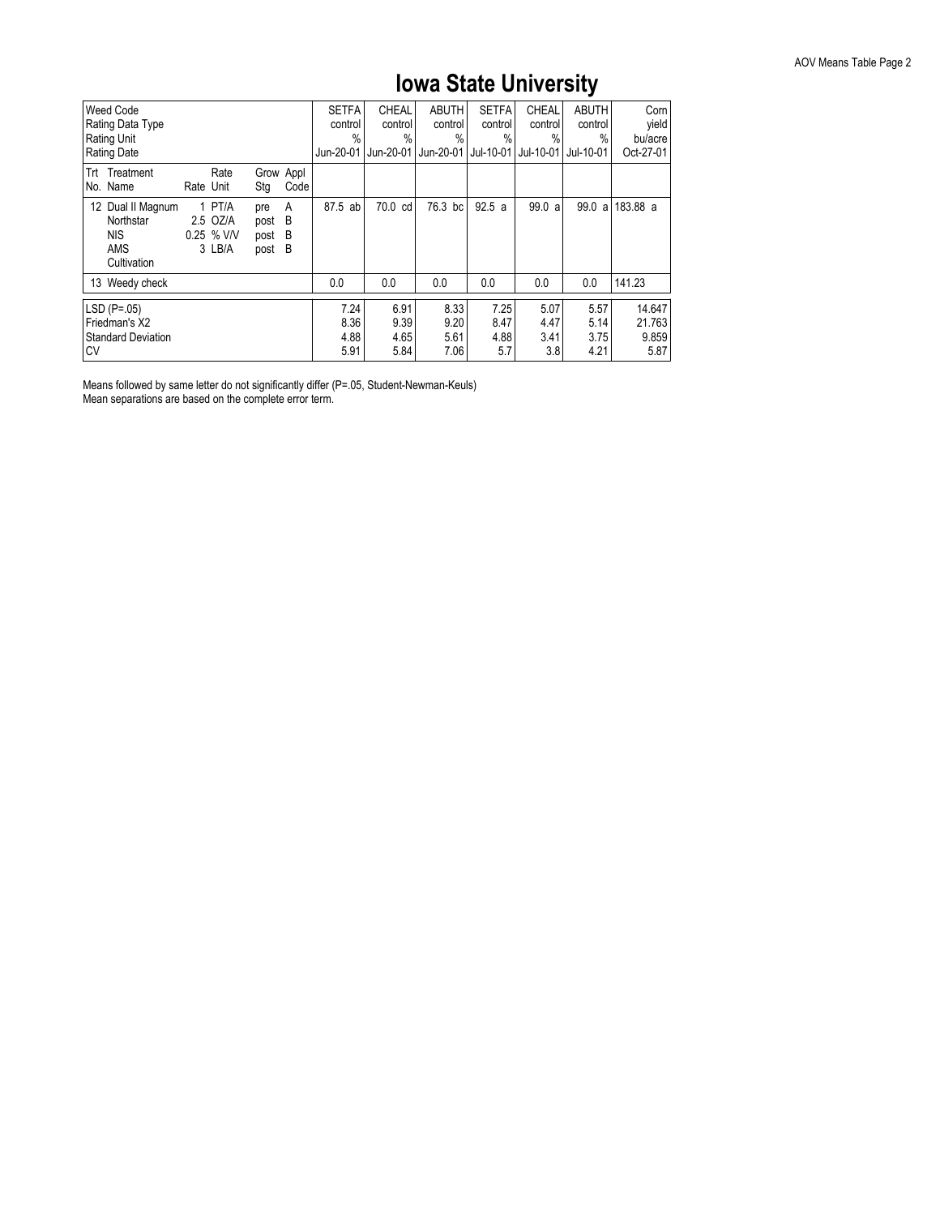# Iowa State University

| Weed Code<br>Rating Data Type<br>Rating Unit<br>Rating Date | | | | | SETFA<br>control<br>%<br>Jun-20-01 | CHEAL<br>control<br>%<br>Jun-20-01 | ABUTH<br>control<br>%<br>Jun-20-01 | SETFA<br>control<br>%<br>Jul-10-01 | CHEAL<br>control<br>%<br>Jul-10-01 | ABUTH<br>control<br>%<br>Jul-10-01 | Corn<br>yield<br>bu/acre<br>Oct-27-01 |
|---|---|---|---|---|---|---|---|---|---|---|---|
| Trt No. | Treatment Name | Rate | Rate Unit | Grow Stg / Appl Code | | | | | | | |
| 12 | Dual II Magnum<br>Northstar<br>NIS<br>AMS<br>Cultivation | 1<br>2.5<br>0.25<br>3 | PT/A<br>OZ/A<br>% V/V<br>LB/A | pre A<br>post B<br>post B<br>post B | 87.5 ab | 70.0 cd | 76.3 bc | 92.5 a | 99.0 a | 99.0 a | 183.88 a |
| 13 | Weedy check | | | | 0.0 | 0.0 | 0.0 | 0.0 | 0.0 | 0.0 | 141.23 |
| LSD (P=.05) | | | | | 7.24 | 6.91 | 8.33 | 7.25 | 5.07 | 5.57 | 14.647 |
| Friedman's X2 | | | | | 8.36 | 9.39 | 9.20 | 8.47 | 4.47 | 5.14 | 21.763 |
| Standard Deviation | | | | | 4.88 | 4.65 | 5.61 | 4.88 | 3.41 | 3.75 | 9.859 |
| CV | | | | | 5.91 | 5.84 | 7.06 | 5.7 | 3.8 | 4.21 | 5.87 |

Means followed by same letter do not significantly differ (P=.05, Student-Newman-Keuls)
Mean separations are based on the complete error term.